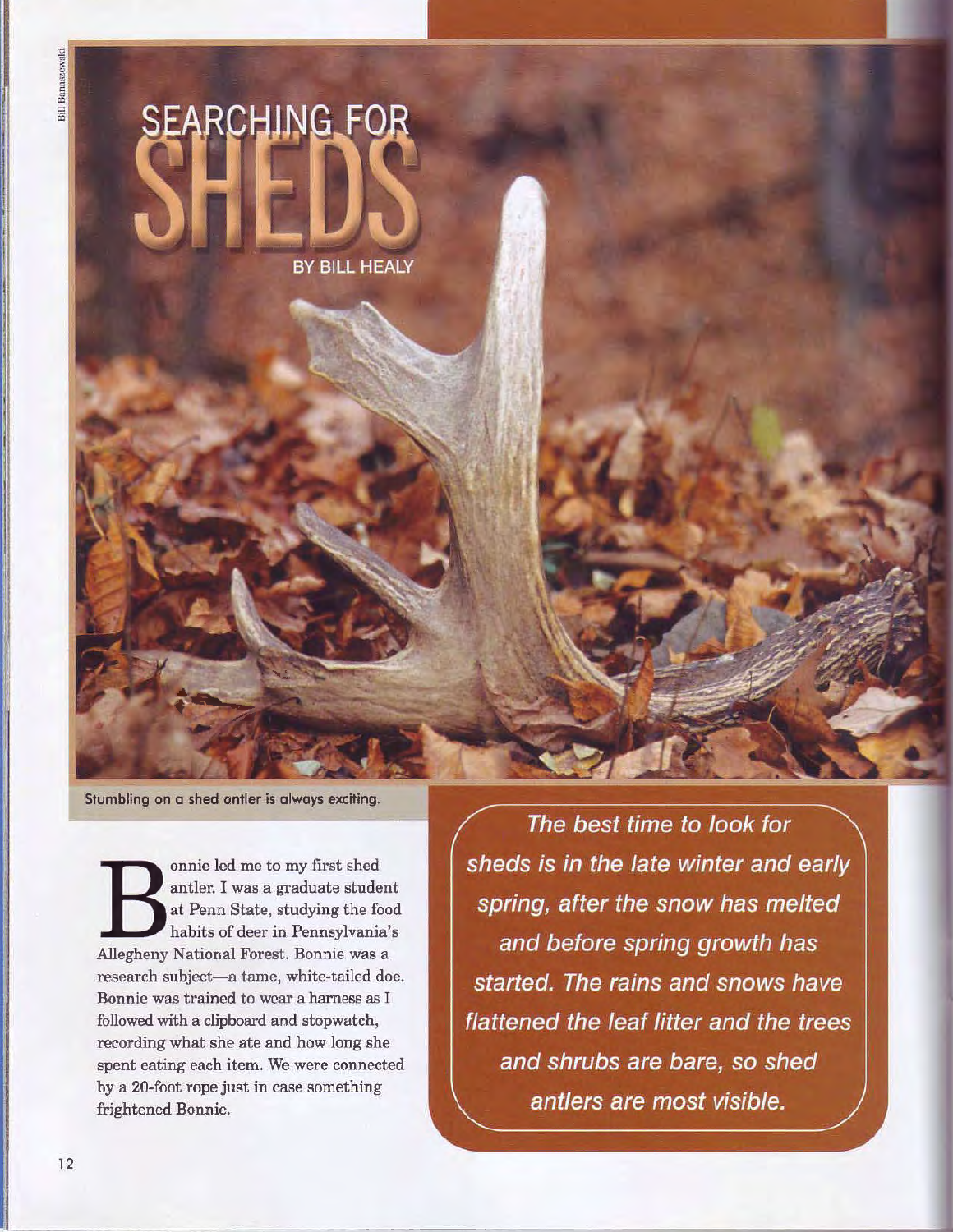# SEARCHING FOR SHEDS

BY BILL HEALY

Stumbling on a shed antler is always exciting.

Bonnie led me to my first shed antler. I was a graduate student at Penn State, studying the food habits of deer in Pennsylvania's Allegheny National Forest. Bonnie was a research subject—a tame, white-tailed doe. Bonnie was trained to wear a harness as I followed with a clipboard and stopwatch, recording what she ate and how long she spent eating each item. We were connected by a 20-foot rope just in case something frightened Bonnie.

*The best time to look for sheds is in the late winter and early spring, after the snow has melted and before spring growth has started. The rains and snows have flattened the leaf litter and the trees and shrubs are bare, so shed antlers are most visible.*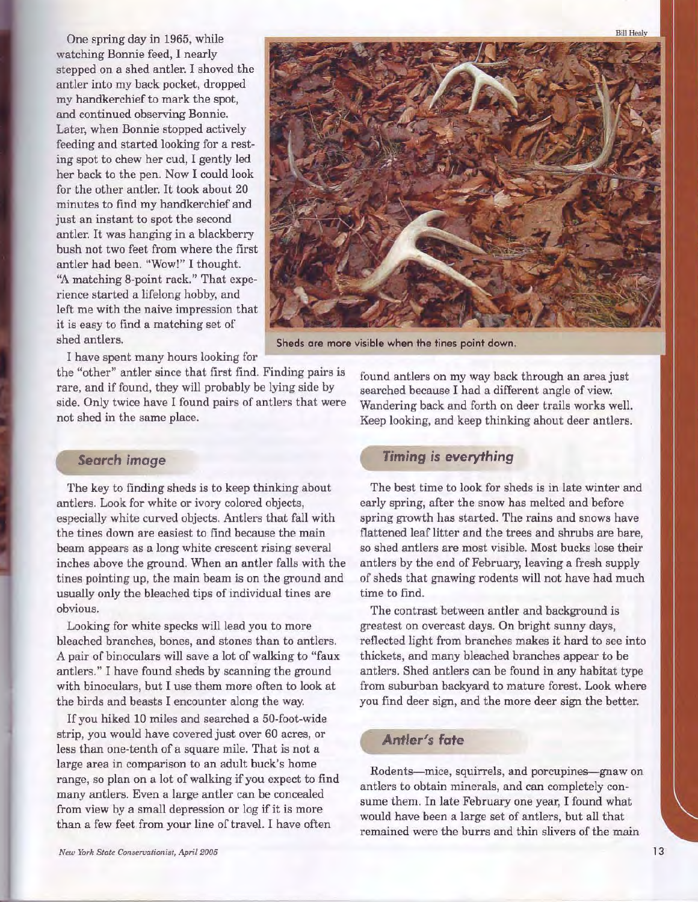One spring day in 1965, while watching Bonnie feed, I nearly stepped on a shed antler. I shoved the antler into my back pocket, dropped my handkerchief to mark the spot, and continued observing Bonnie. Later, when Bonnie stopped actively feeding and started looking for a resting spot to chew her cud, I gently led her back to the pen. Now I could look for the other antler. It took about 20 minutes to find my handkerchief and just an instant to spot the second antler. It was hanging in a blackberry bush not two feet from where the first antler had been. "Wow!" I thought. "A matching 8-point rack." That experience started a lifelong hobby, and left me with the naive impression that it is easy to find a matching set of shed antlers.

I have spent many hours looking for the "other" antler since that first find. Finding pairs is rare, and if found, they will probably be lying side by side. Only twice have I found pairs of antlers that were not shed in the same place.

Bill Healy

Sheds are more visible when the tines point down.

## Search image

The key to finding sheds is to keep thinking about antlers. Look for white or ivory colored objects, especially white curved objects. Antlers that fall with the tines down are easiest to find because the main beam appears as a long white crescent rising several inches above the ground. When an antler falls with the tines pointing up, the main beam is on the ground and usually only the bleached tips of individual tines are obvious.

Looking for white specks will lead you to more bleached branches, bones, and stones than to antlers. A pair of binoculars will save a lot of walking to "faux antlers." I have found sheds by scanning the ground with binoculars, but I use them more often to look at the birds and beasts I encounter along the way.

If you hiked 10 miles and searched a 50-foot-wide strip, you would have covered just over 60 acres, or less than one-tenth of a square mile. That is not a large area in comparison to an adult buck's home range, so plan on a lot of walking if you expect to find many antlers. Even a large antler can be concealed from view by a small depression or log if it is more than a few feet from your line of travel. I have often found antlers on my way back through an area just searched because I had a different angle of view. Wandering back and forth on deer trails works well. Keep looking, and keep thinking about deer antlers.

## Timing is everything

The best time to look for sheds is in late winter and early spring, after the snow has melted and before spring growth has started. The rains and snows have flattened leaf litter and the trees and shrubs are bare, so shed antlers are most visible. Most bucks lose their antlers by the end of February, leaving a fresh supply of sheds that gnawing rodents will not have had much time to find.

The contrast between antler and background is greatest on overcast days. On bright sunny days, reflected light from branches makes it hard to see into thickets, and many bleached branches appear to be antlers. Shed antlers can be found in any habitat type from suburban backyard to mature forest. Look where you find deer sign, and the more deer sign the better.

## Antler's fate

Rodents—mice, squirrels, and porcupines—gnaw on antlers to obtain minerals, and can completely consume them. In late February one year, I found what would have been a large set of antlers, but all that remained were the burrs and thin slivers of the main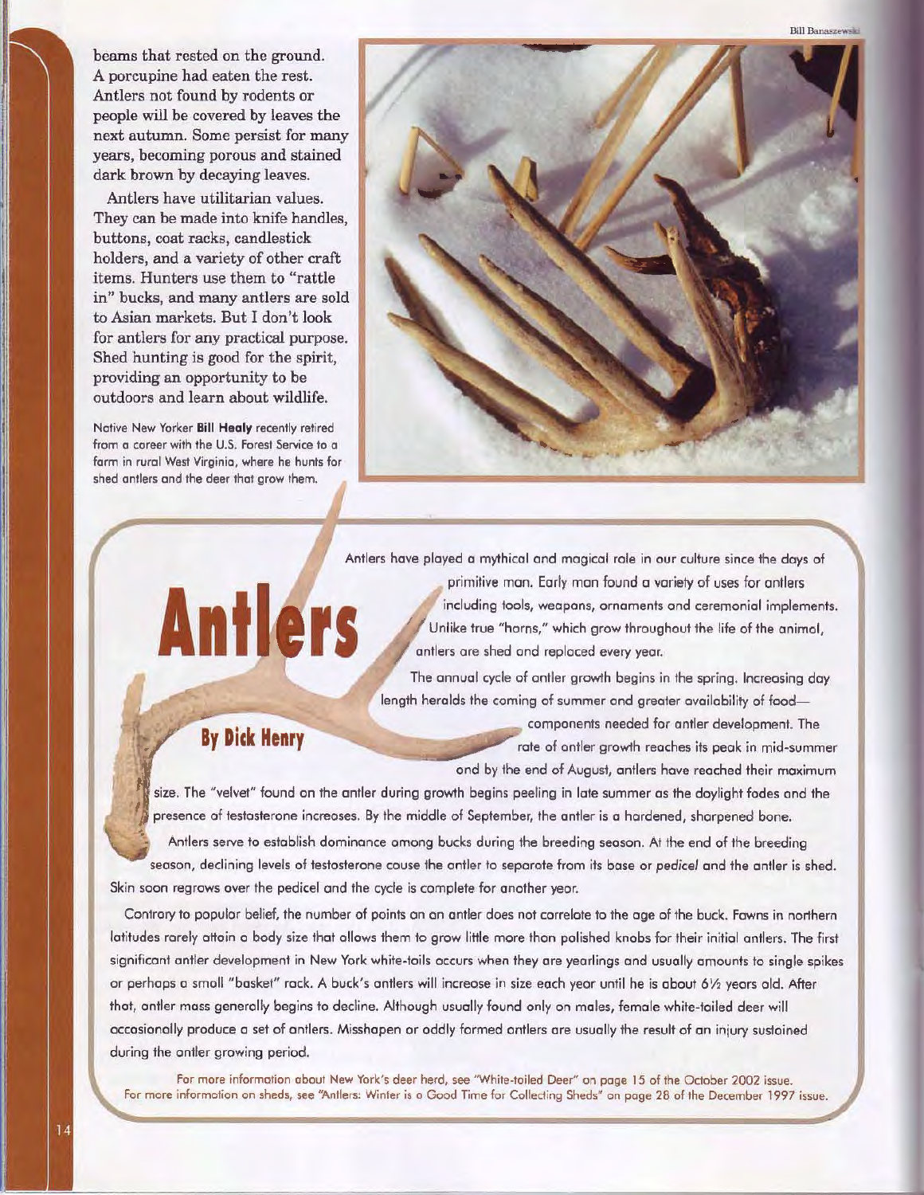beams that rested on the ground. A porcupine had eaten the rest. Antlers not found by rodents or people will be covered by leaves the next autumn. Some persist for many years, becoming porous and stained dark brown by decaying leaves.

Antlers have utilitarian values. They can be made into knife handles, buttons, coat racks, candlestick holders, and a variety of other craft items. Hunters use them to "rattle in" bucks, and many antlers are sold to Asian markets. But I don't look for antlers for any practical purpose. Shed hunting is good for the spirit, providing an opportunity to be outdoors and learn about wildlife.

Native New Yorker **Bill Healy** recently retired from a career with the U.S. Forest Service to a farm in rural West Virginia, where he hunts for shed antlers and the deer that grow them.

Bill Banaszewski

# Antlers

## By Dick Henry

Antlers have played a mythical and magical role in our culture since the days of primitive man. Early man found a variety of uses for antlers including tools, weapons, ornaments and ceremonial implements. Unlike true "horns," which grow throughout the life of the animal, antlers are shed and replaced every year.

The annual cycle of antler growth begins in the spring. Increasing day length heralds the coming of summer and greater availability of food—components needed for antler development. The rate of antler growth reaches its peak in mid-summer and by the end of August, antlers have reached their maximum size. The "velvet" found on the antler during growth begins peeling in late summer as the daylight fades and the presence of testosterone increases. By the middle of September, the antler is a hardened, sharpened bone.

Antlers serve to establish dominance among bucks during the breeding season. At the end of the breeding season, declining levels of testosterone cause the antler to separate from its base or *pedicel* and the antler is shed. Skin soon regrows over the pedicel and the cycle is complete for another year.

Contrary to popular belief, the number of points on an antler does not correlate to the age of the buck. Fawns in northern latitudes rarely attain a body size that allows them to grow little more than polished knobs for their initial antlers. The first significant antler development in New York white-tails occurs when they are yearlings and usually amounts to single spikes or perhaps a small "basket" rack. A buck's antlers will increase in size each year until he is about 6½ years old. After that, antler mass generally begins to decline. Although usually found only on males, female white-tailed deer will occasionally produce a set of antlers. Misshapen or oddly formed antlers are usually the result of an injury sustained during the antler growing period.

For more information about New York's deer herd, see "White-tailed Deer" on page 15 of the October 2002 issue. For more information on sheds, see "Antlers: Winter is a Good Time for Collecting Sheds" on page 28 of the December 1997 issue.